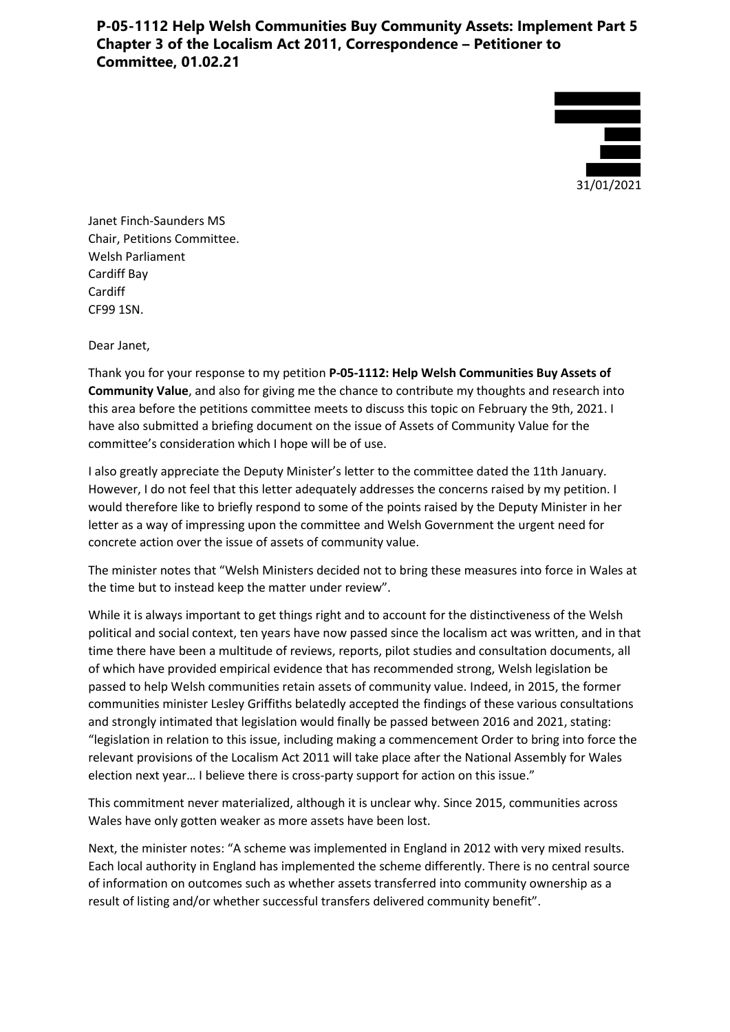# P-05-1112 Help Welsh Communities Buy Community Assets: Implement Part 5 Chapter 3 of the Localism Act 2011, Correspondence – Petitioner to Committee, 01.02.21

31/01/2021

Janet Finch-Saunders MS
Chair, Petitions Committee.
Welsh Parliament
Cardiff Bay
Cardiff
CF99 1SN.

Dear Janet,

Thank you for your response to my petition **P-05-1112: Help Welsh Communities Buy Assets of Community Value**, and also for giving me the chance to contribute my thoughts and research into this area before the petitions committee meets to discuss this topic on February the 9th, 2021. I have also submitted a briefing document on the issue of Assets of Community Value for the committee's consideration which I hope will be of use.

I also greatly appreciate the Deputy Minister's letter to the committee dated the 11th January. However, I do not feel that this letter adequately addresses the concerns raised by my petition. I would therefore like to briefly respond to some of the points raised by the Deputy Minister in her letter as a way of impressing upon the committee and Welsh Government the urgent need for concrete action over the issue of assets of community value.

The minister notes that "Welsh Ministers decided not to bring these measures into force in Wales at the time but to instead keep the matter under review".

While it is always important to get things right and to account for the distinctiveness of the Welsh political and social context, ten years have now passed since the localism act was written, and in that time there have been a multitude of reviews, reports, pilot studies and consultation documents, all of which have provided empirical evidence that has recommended strong, Welsh legislation be passed to help Welsh communities retain assets of community value. Indeed, in 2015, the former communities minister Lesley Griffiths belatedly accepted the findings of these various consultations and strongly intimated that legislation would finally be passed between 2016 and 2021, stating: "legislation in relation to this issue, including making a commencement Order to bring into force the relevant provisions of the Localism Act 2011 will take place after the National Assembly for Wales election next year… I believe there is cross-party support for action on this issue."

This commitment never materialized, although it is unclear why. Since 2015, communities across Wales have only gotten weaker as more assets have been lost.

Next, the minister notes: "A scheme was implemented in England in 2012 with very mixed results. Each local authority in England has implemented the scheme differently. There is no central source of information on outcomes such as whether assets transferred into community ownership as a result of listing and/or whether successful transfers delivered community benefit".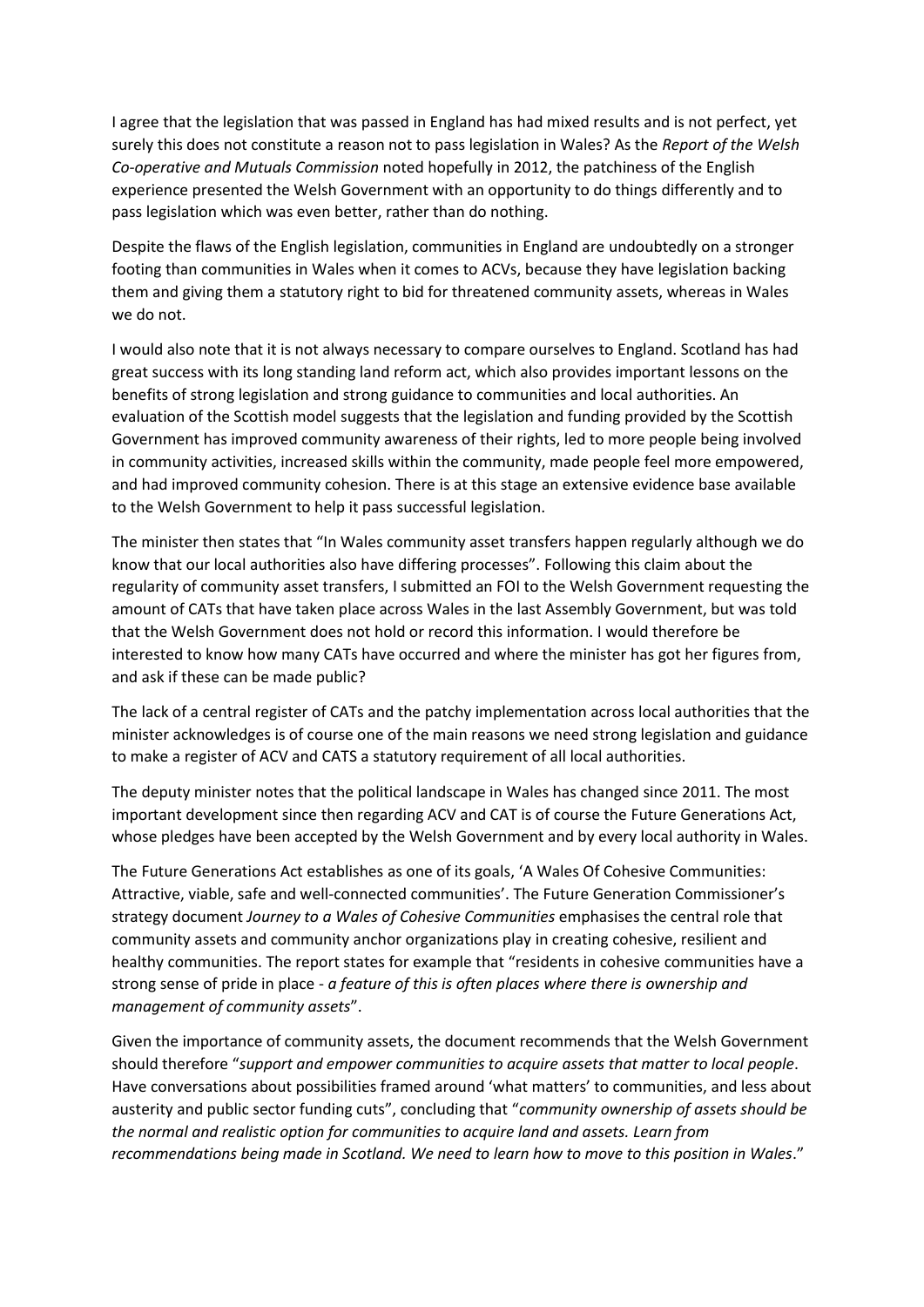I agree that the legislation that was passed in England has had mixed results and is not perfect, yet surely this does not constitute a reason not to pass legislation in Wales? As the *Report of the Welsh Co-operative and Mutuals Commission* noted hopefully in 2012, the patchiness of the English experience presented the Welsh Government with an opportunity to do things differently and to pass legislation which was even better, rather than do nothing.

Despite the flaws of the English legislation, communities in England are undoubtedly on a stronger footing than communities in Wales when it comes to ACVs, because they have legislation backing them and giving them a statutory right to bid for threatened community assets, whereas in Wales we do not.

I would also note that it is not always necessary to compare ourselves to England. Scotland has had great success with its long standing land reform act, which also provides important lessons on the benefits of strong legislation and strong guidance to communities and local authorities. An evaluation of the Scottish model suggests that the legislation and funding provided by the Scottish Government has improved community awareness of their rights, led to more people being involved in community activities, increased skills within the community, made people feel more empowered, and had improved community cohesion. There is at this stage an extensive evidence base available to the Welsh Government to help it pass successful legislation.

The minister then states that "In Wales community asset transfers happen regularly although we do know that our local authorities also have differing processes". Following this claim about the regularity of community asset transfers, I submitted an FOI to the Welsh Government requesting the amount of CATs that have taken place across Wales in the last Assembly Government, but was told that the Welsh Government does not hold or record this information. I would therefore be interested to know how many CATs have occurred and where the minister has got her figures from, and ask if these can be made public?

The lack of a central register of CATs and the patchy implementation across local authorities that the minister acknowledges is of course one of the main reasons we need strong legislation and guidance to make a register of ACV and CATS a statutory requirement of all local authorities.

The deputy minister notes that the political landscape in Wales has changed since 2011. The most important development since then regarding ACV and CAT is of course the Future Generations Act, whose pledges have been accepted by the Welsh Government and by every local authority in Wales.

The Future Generations Act establishes as one of its goals, 'A Wales Of Cohesive Communities: Attractive, viable, safe and well-connected communities'. The Future Generation Commissioner's strategy document *Journey to a Wales of Cohesive Communities* emphasises the central role that community assets and community anchor organizations play in creating cohesive, resilient and healthy communities. The report states for example that "residents in cohesive communities have a strong sense of pride in place - *a feature of this is often places where there is ownership and management of community assets*".

Given the importance of community assets, the document recommends that the Welsh Government should therefore "*support and empower communities to acquire assets that matter to local people*. Have conversations about possibilities framed around 'what matters' to communities, and less about austerity and public sector funding cuts", concluding that "*community ownership of assets should be the normal and realistic option for communities to acquire land and assets. Learn from recommendations being made in Scotland. We need to learn how to move to this position in Wales*."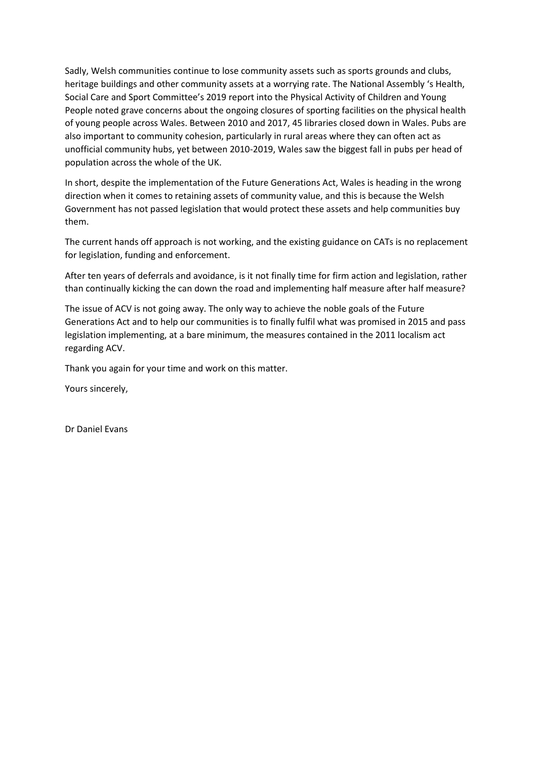Sadly, Welsh communities continue to lose community assets such as sports grounds and clubs, heritage buildings and other community assets at a worrying rate. The National Assembly 's Health, Social Care and Sport Committee's 2019 report into the Physical Activity of Children and Young People noted grave concerns about the ongoing closures of sporting facilities on the physical health of young people across Wales. Between 2010 and 2017, 45 libraries closed down in Wales. Pubs are also important to community cohesion, particularly in rural areas where they can often act as unofficial community hubs, yet between 2010-2019, Wales saw the biggest fall in pubs per head of population across the whole of the UK.

In short, despite the implementation of the Future Generations Act, Wales is heading in the wrong direction when it comes to retaining assets of community value, and this is because the Welsh Government has not passed legislation that would protect these assets and help communities buy them.

The current hands off approach is not working, and the existing guidance on CATs is no replacement for legislation, funding and enforcement.

After ten years of deferrals and avoidance, is it not finally time for firm action and legislation, rather than continually kicking the can down the road and implementing half measure after half measure?

The issue of ACV is not going away. The only way to achieve the noble goals of the Future Generations Act and to help our communities is to finally fulfil what was promised in 2015 and pass legislation implementing, at a bare minimum, the measures contained in the 2011 localism act regarding ACV.

Thank you again for your time and work on this matter.

Yours sincerely,

Dr Daniel Evans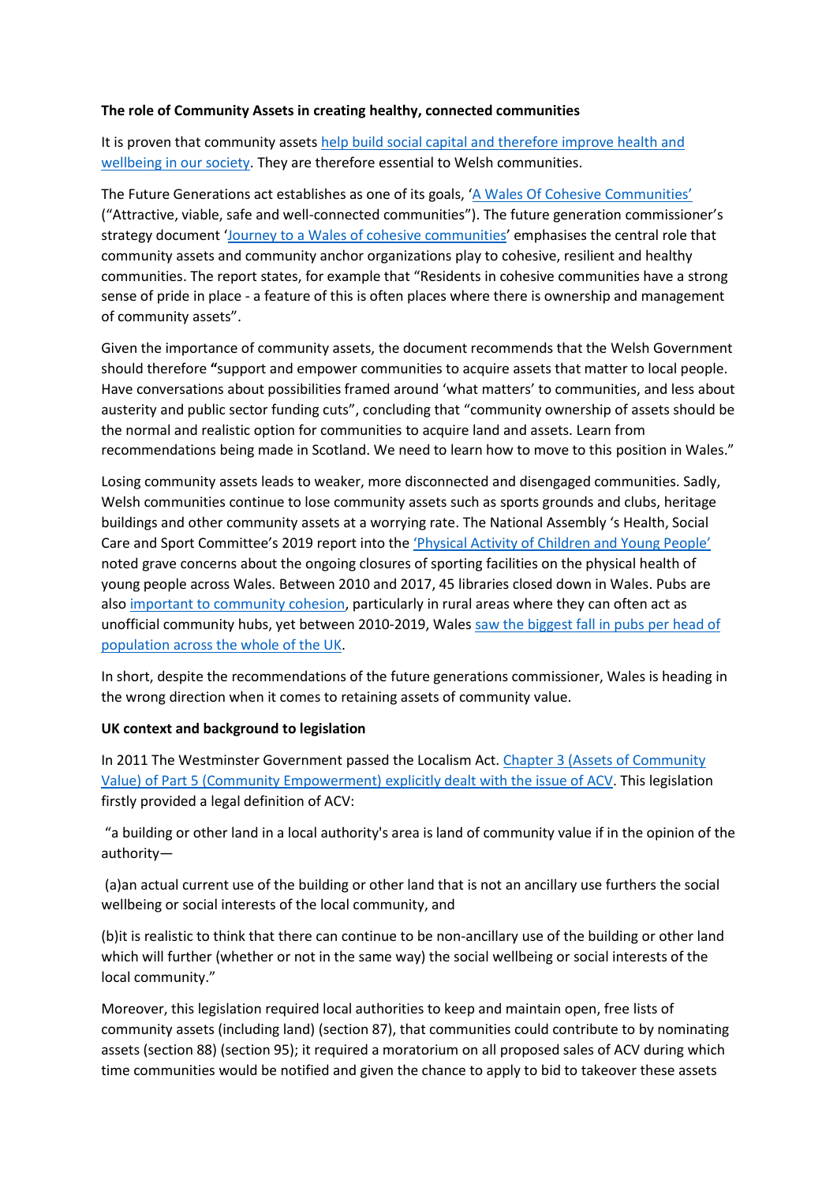**The role of Community Assets in creating healthy, connected communities**

It is proven that community assets help build social capital and therefore improve health and wellbeing in our society. They are therefore essential to Welsh communities.

The Future Generations act establishes as one of its goals, 'A Wales Of Cohesive Communities' ("Attractive, viable, safe and well-connected communities"). The future generation commissioner's strategy document 'Journey to a Wales of cohesive communities' emphasises the central role that community assets and community anchor organizations play to cohesive, resilient and healthy communities. The report states, for example that "Residents in cohesive communities have a strong sense of pride in place - a feature of this is often places where there is ownership and management of community assets".

Given the importance of community assets, the document recommends that the Welsh Government should therefore **"**support and empower communities to acquire assets that matter to local people. Have conversations about possibilities framed around 'what matters' to communities, and less about austerity and public sector funding cuts", concluding that "community ownership of assets should be the normal and realistic option for communities to acquire land and assets. Learn from recommendations being made in Scotland. We need to learn how to move to this position in Wales."

Losing community assets leads to weaker, more disconnected and disengaged communities. Sadly, Welsh communities continue to lose community assets such as sports grounds and clubs, heritage buildings and other community assets at a worrying rate. The National Assembly 's Health, Social Care and Sport Committee's 2019 report into the 'Physical Activity of Children and Young People' noted grave concerns about the ongoing closures of sporting facilities on the physical health of young people across Wales. Between 2010 and 2017, 45 libraries closed down in Wales. Pubs are also important to community cohesion, particularly in rural areas where they can often act as unofficial community hubs, yet between 2010-2019, Wales saw the biggest fall in pubs per head of population across the whole of the UK.

In short, despite the recommendations of the future generations commissioner, Wales is heading in the wrong direction when it comes to retaining assets of community value.

**UK context and background to legislation**

In 2011 The Westminster Government passed the Localism Act. Chapter 3 (Assets of Community Value) of Part 5 (Community Empowerment) explicitly dealt with the issue of ACV. This legislation firstly provided a legal definition of ACV:

"a building or other land in a local authority's area is land of community value if in the opinion of the authority—

(a)an actual current use of the building or other land that is not an ancillary use furthers the social wellbeing or social interests of the local community, and

(b)it is realistic to think that there can continue to be non-ancillary use of the building or other land which will further (whether or not in the same way) the social wellbeing or social interests of the local community."

Moreover, this legislation required local authorities to keep and maintain open, free lists of community assets (including land) (section 87), that communities could contribute to by nominating assets (section 88) (section 95); it required a moratorium on all proposed sales of ACV during which time communities would be notified and given the chance to apply to bid to takeover these assets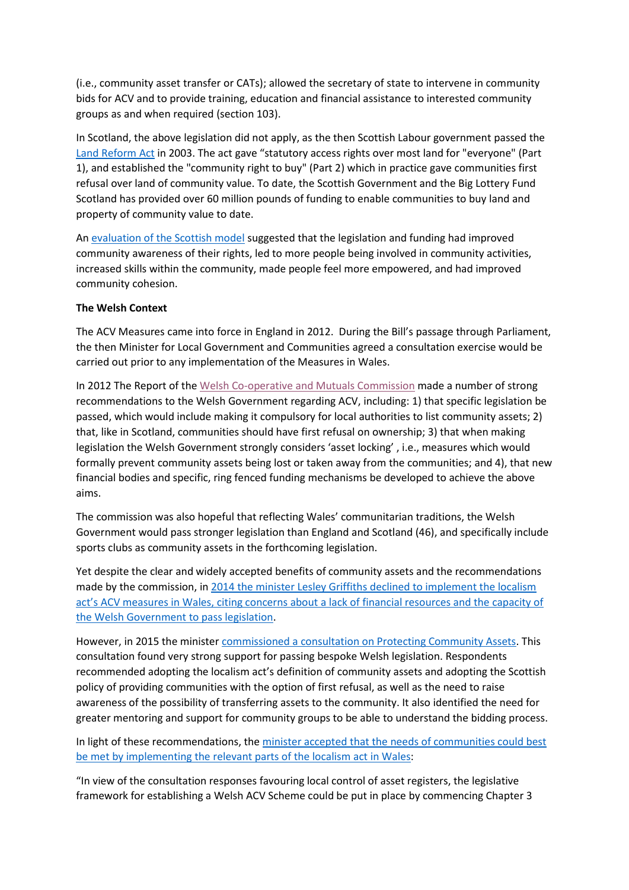(i.e., community asset transfer or CATs); allowed the secretary of state to intervene in community bids for ACV and to provide training, education and financial assistance to interested community groups as and when required (section 103).

In Scotland, the above legislation did not apply, as the then Scottish Labour government passed the Land Reform Act in 2003. The act gave "statutory access rights over most land for "everyone" (Part 1), and established the "community right to buy" (Part 2) which in practice gave communities first refusal over land of community value. To date, the Scottish Government and the Big Lottery Fund Scotland has provided over 60 million pounds of funding to enable communities to buy land and property of community value to date.

An evaluation of the Scottish model suggested that the legislation and funding had improved community awareness of their rights, led to more people being involved in community activities, increased skills within the community, made people feel more empowered, and had improved community cohesion.

**The Welsh Context**

The ACV Measures came into force in England in 2012. During the Bill's passage through Parliament, the then Minister for Local Government and Communities agreed a consultation exercise would be carried out prior to any implementation of the Measures in Wales.

In 2012 The Report of the Welsh Co-operative and Mutuals Commission made a number of strong recommendations to the Welsh Government regarding ACV, including: 1) that specific legislation be passed, which would include making it compulsory for local authorities to list community assets; 2) that, like in Scotland, communities should have first refusal on ownership; 3) that when making legislation the Welsh Government strongly considers 'asset locking' , i.e., measures which would formally prevent community assets being lost or taken away from the communities; and 4), that new financial bodies and specific, ring fenced funding mechanisms be developed to achieve the above aims.

The commission was also hopeful that reflecting Wales' communitarian traditions, the Welsh Government would pass stronger legislation than England and Scotland (46), and specifically include sports clubs as community assets in the forthcoming legislation.

Yet despite the clear and widely accepted benefits of community assets and the recommendations made by the commission, in 2014 the minister Lesley Griffiths declined to implement the localism act's ACV measures in Wales, citing concerns about a lack of financial resources and the capacity of the Welsh Government to pass legislation.

However, in 2015 the minister commissioned a consultation on Protecting Community Assets. This consultation found very strong support for passing bespoke Welsh legislation. Respondents recommended adopting the localism act's definition of community assets and adopting the Scottish policy of providing communities with the option of first refusal, as well as the need to raise awareness of the possibility of transferring assets to the community. It also identified the need for greater mentoring and support for community groups to be able to understand the bidding process.

In light of these recommendations, the minister accepted that the needs of communities could best be met by implementing the relevant parts of the localism act in Wales:

"In view of the consultation responses favouring local control of asset registers, the legislative framework for establishing a Welsh ACV Scheme could be put in place by commencing Chapter 3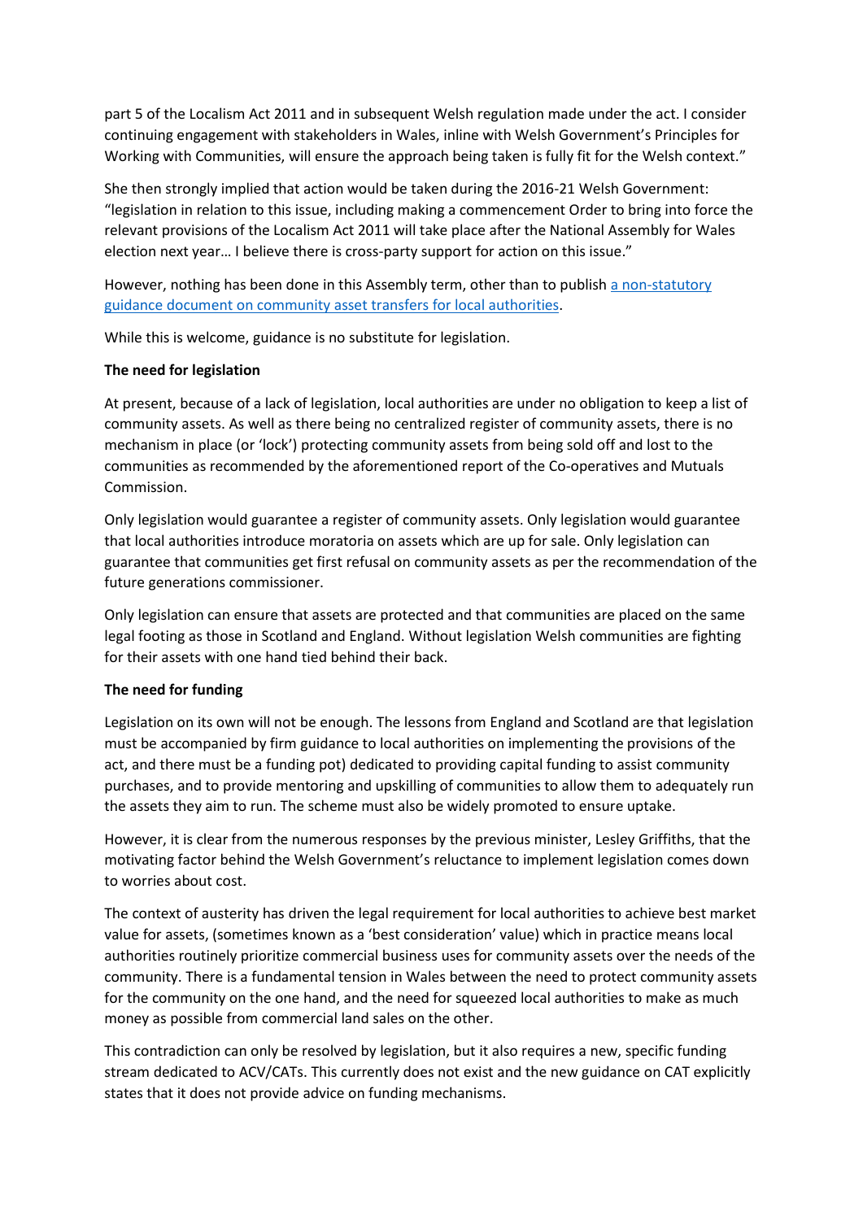part 5 of the Localism Act 2011 and in subsequent Welsh regulation made under the act. I consider continuing engagement with stakeholders in Wales, inline with Welsh Government's Principles for Working with Communities, will ensure the approach being taken is fully fit for the Welsh context."

She then strongly implied that action would be taken during the 2016-21 Welsh Government: "legislation in relation to this issue, including making a commencement Order to bring into force the relevant provisions of the Localism Act 2011 will take place after the National Assembly for Wales election next year… I believe there is cross-party support for action on this issue."

However, nothing has been done in this Assembly term, other than to publish [a non-statutory guidance document on community asset transfers for local authorities](#).

While this is welcome, guidance is no substitute for legislation.

**The need for legislation**

At present, because of a lack of legislation, local authorities are under no obligation to keep a list of community assets. As well as there being no centralized register of community assets, there is no mechanism in place (or 'lock') protecting community assets from being sold off and lost to the communities as recommended by the aforementioned report of the Co-operatives and Mutuals Commission.

Only legislation would guarantee a register of community assets. Only legislation would guarantee that local authorities introduce moratoria on assets which are up for sale. Only legislation can guarantee that communities get first refusal on community assets as per the recommendation of the future generations commissioner.

Only legislation can ensure that assets are protected and that communities are placed on the same legal footing as those in Scotland and England. Without legislation Welsh communities are fighting for their assets with one hand tied behind their back.

**The need for funding**

Legislation on its own will not be enough. The lessons from England and Scotland are that legislation must be accompanied by firm guidance to local authorities on implementing the provisions of the act, and there must be a funding pot) dedicated to providing capital funding to assist community purchases, and to provide mentoring and upskilling of communities to allow them to adequately run the assets they aim to run. The scheme must also be widely promoted to ensure uptake.

However, it is clear from the numerous responses by the previous minister, Lesley Griffiths, that the motivating factor behind the Welsh Government's reluctance to implement legislation comes down to worries about cost.

The context of austerity has driven the legal requirement for local authorities to achieve best market value for assets, (sometimes known as a 'best consideration' value) which in practice means local authorities routinely prioritize commercial business uses for community assets over the needs of the community. There is a fundamental tension in Wales between the need to protect community assets for the community on the one hand, and the need for squeezed local authorities to make as much money as possible from commercial land sales on the other.

This contradiction can only be resolved by legislation, but it also requires a new, specific funding stream dedicated to ACV/CATs. This currently does not exist and the new guidance on CAT explicitly states that it does not provide advice on funding mechanisms.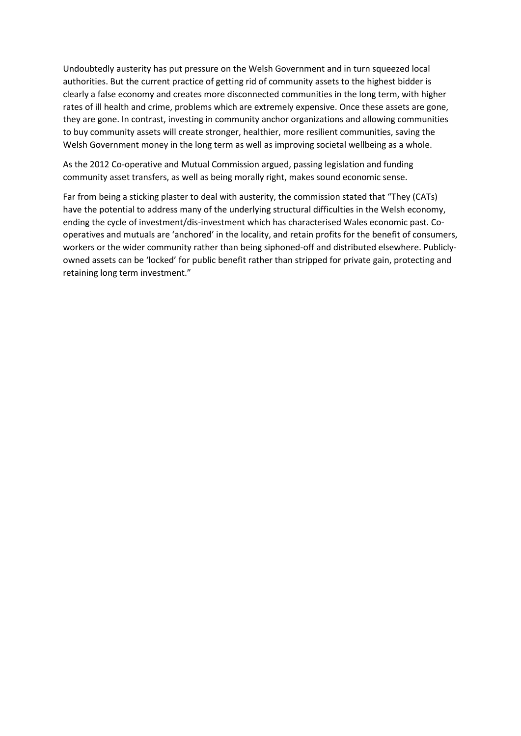Undoubtedly austerity has put pressure on the Welsh Government and in turn squeezed local authorities. But the current practice of getting rid of community assets to the highest bidder is clearly a false economy and creates more disconnected communities in the long term, with higher rates of ill health and crime, problems which are extremely expensive. Once these assets are gone, they are gone. In contrast, investing in community anchor organizations and allowing communities to buy community assets will create stronger, healthier, more resilient communities, saving the Welsh Government money in the long term as well as improving societal wellbeing as a whole.

As the 2012 Co-operative and Mutual Commission argued, passing legislation and funding community asset transfers, as well as being morally right, makes sound economic sense.

Far from being a sticking plaster to deal with austerity, the commission stated that "They (CATs) have the potential to address many of the underlying structural difficulties in the Welsh economy, ending the cycle of investment/dis-investment which has characterised Wales economic past. Co-operatives and mutuals are 'anchored' in the locality, and retain profits for the benefit of consumers, workers or the wider community rather than being siphoned-off and distributed elsewhere. Publicly-owned assets can be 'locked' for public benefit rather than stripped for private gain, protecting and retaining long term investment."